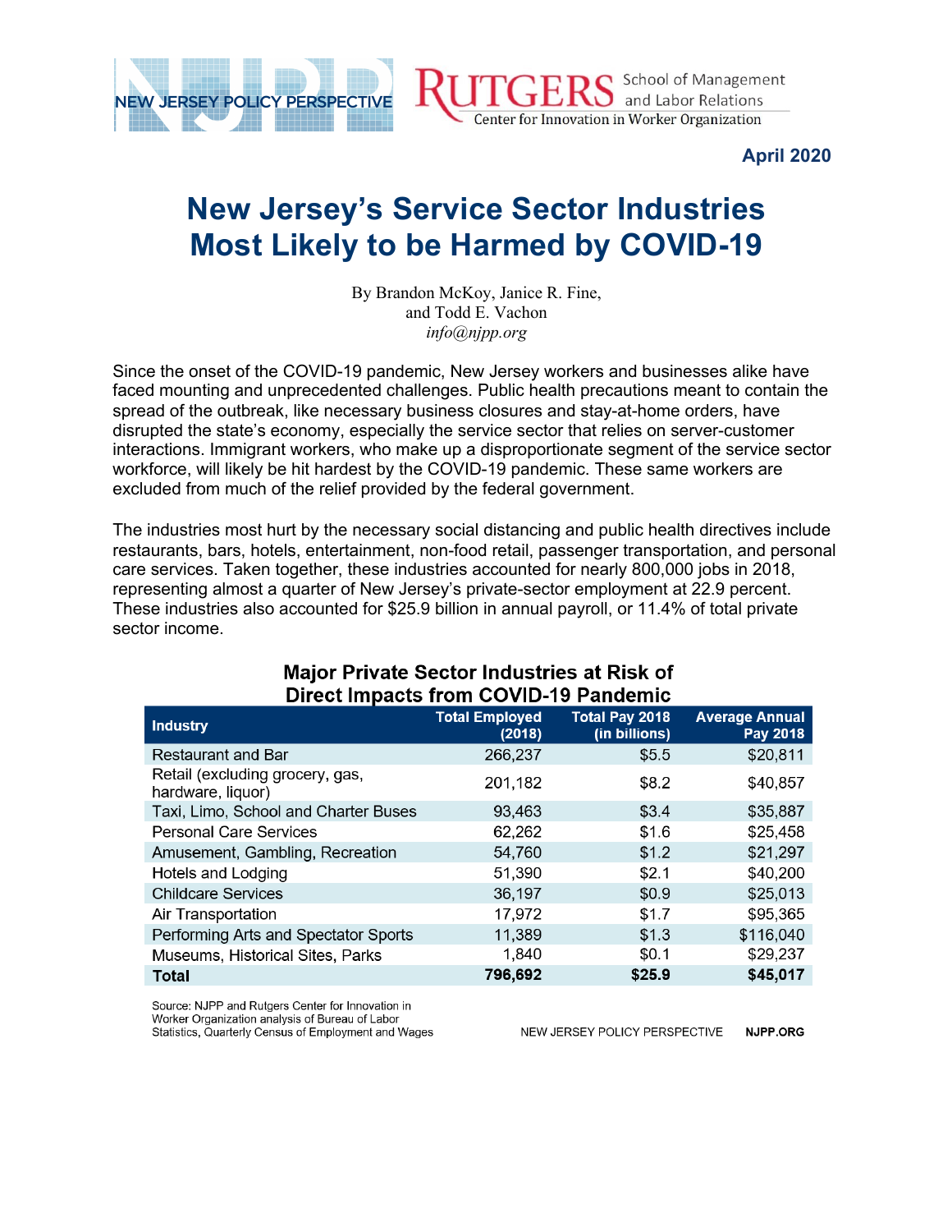April 2020

# New Jersey's Service Sector Industries Most Likely to be Harmed by COVID-19

By Brandon McKoy, Janice R. Fine, and Todd E. Vachon
*info@njpp.org*

Since the onset of the COVID-19 pandemic, New Jersey workers and businesses alike have faced mounting and unprecedented challenges. Public health precautions meant to contain the spread of the outbreak, like necessary business closures and stay-at-home orders, have disrupted the state's economy, especially the service sector that relies on server-customer interactions. Immigrant workers, who make up a disproportionate segment of the service sector workforce, will likely be hit hardest by the COVID-19 pandemic. These same workers are excluded from much of the relief provided by the federal government.

The industries most hurt by the necessary social distancing and public health directives include restaurants, bars, hotels, entertainment, non-food retail, passenger transportation, and personal care services. Taken together, these industries accounted for nearly 800,000 jobs in 2018, representing almost a quarter of New Jersey's private-sector employment at 22.9 percent. These industries also accounted for $25.9 billion in annual payroll, or 11.4% of total private sector income.

### Major Private Sector Industries at Risk of Direct Impacts from COVID-19 Pandemic

| Industry | Total Employed (2018) | Total Pay 2018 (in billions) | Average Annual Pay 2018 |
|---|---|---|---|
| Restaurant and Bar | 266,237 | $5.5 | $20,811 |
| Retail (excluding grocery, gas, hardware, liquor) | 201,182 | $8.2 | $40,857 |
| Taxi, Limo, School and Charter Buses | 93,463 | $3.4 | $35,887 |
| Personal Care Services | 62,262 | $1.6 | $25,458 |
| Amusement, Gambling, Recreation | 54,760 | $1.2 | $21,297 |
| Hotels and Lodging | 51,390 | $2.1 | $40,200 |
| Childcare Services | 36,197 | $0.9 | $25,013 |
| Air Transportation | 17,972 | $1.7 | $95,365 |
| Performing Arts and Spectator Sports | 11,389 | $1.3 | $116,040 |
| Museums, Historical Sites, Parks | 1,840 | $0.1 | $29,237 |
| **Total** | **796,692** | **$25.9** | **$45,017** |

Source: NJPP and Rutgers Center for Innovation in Worker Organization analysis of Bureau of Labor Statistics, Quarterly Census of Employment and Wages

NEW JERSEY POLICY PERSPECTIVE NJPP.ORG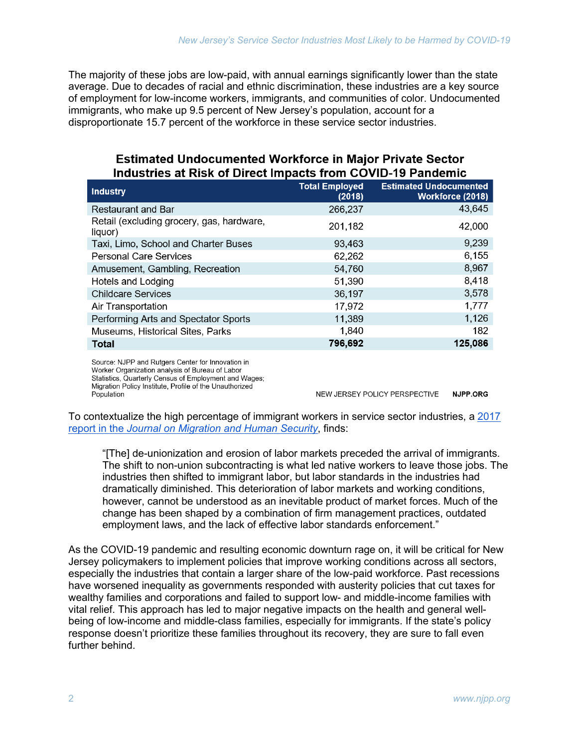The majority of these jobs are low-paid, with annual earnings significantly lower than the state average. Due to decades of racial and ethnic discrimination, these industries are a key source of employment for low-income workers, immigrants, and communities of color. Undocumented immigrants, who make up 9.5 percent of New Jersey's population, account for a disproportionate 15.7 percent of the workforce in these service sector industries.

**Estimated Undocumented Workforce in Major Private Sector Industries at Risk of Direct Impacts from COVID-19 Pandemic**

| Industry | Total Employed (2018) | Estimated Undocumented Workforce (2018) |
|---|---|---|
| Restaurant and Bar | 266,237 | 43,645 |
| Retail (excluding grocery, gas, hardware, liquor) | 201,182 | 42,000 |
| Taxi, Limo, School and Charter Buses | 93,463 | 9,239 |
| Personal Care Services | 62,262 | 6,155 |
| Amusement, Gambling, Recreation | 54,760 | 8,967 |
| Hotels and Lodging | 51,390 | 8,418 |
| Childcare Services | 36,197 | 3,578 |
| Air Transportation | 17,972 | 1,777 |
| Performing Arts and Spectator Sports | 11,389 | 1,126 |
| Museums, Historical Sites, Parks | 1,840 | 182 |
| **Total** | **796,692** | **125,086** |

Source: NJPP and Rutgers Center for Innovation in Worker Organization analysis of Bureau of Labor Statistics, Quarterly Census of Employment and Wages; Migration Policy Institute, Profile of the Unauthorized Population

NEW JERSEY POLICY PERSPECTIVE NJPP.ORG

To contextualize the high percentage of immigrant workers in service sector industries, a 2017 report in the *Journal on Migration and Human Security*, finds:

> "[The] de-unionization and erosion of labor markets preceded the arrival of immigrants. The shift to non-union subcontracting is what led native workers to leave those jobs. The industries then shifted to immigrant labor, but labor standards in the industries had dramatically diminished. This deterioration of labor markets and working conditions, however, cannot be understood as an inevitable product of market forces. Much of the change has been shaped by a combination of firm management practices, outdated employment laws, and the lack of effective labor standards enforcement."

As the COVID-19 pandemic and resulting economic downturn rage on, it will be critical for New Jersey policymakers to implement policies that improve working conditions across all sectors, especially the industries that contain a larger share of the low-paid workforce. Past recessions have worsened inequality as governments responded with austerity policies that cut taxes for wealthy families and corporations and failed to support low- and middle-income families with vital relief. This approach has led to major negative impacts on the health and general well-being of low-income and middle-class families, especially for immigrants. If the state's policy response doesn't prioritize these families throughout its recovery, they are sure to fall even further behind.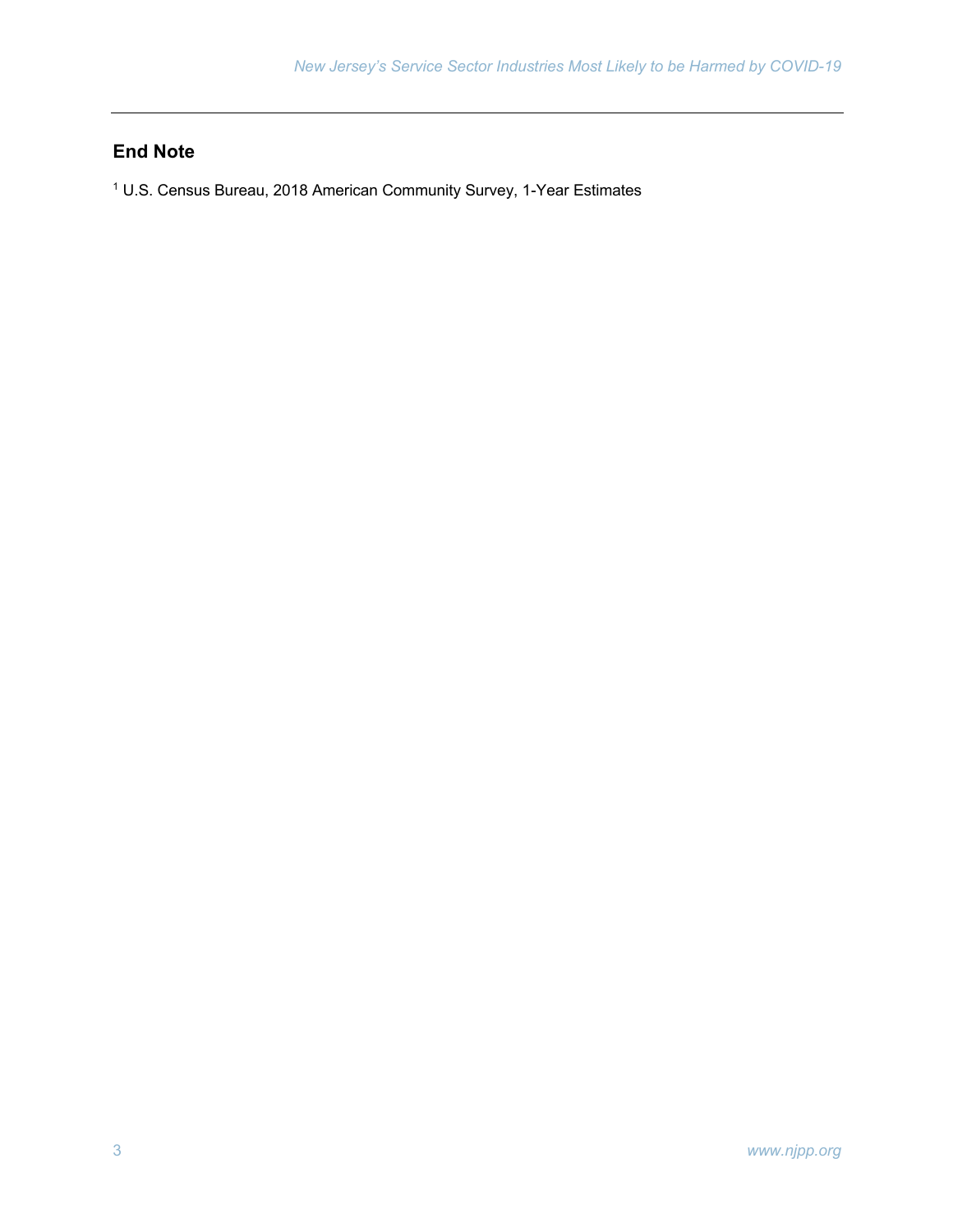## End Note

[1] U.S. Census Bureau, 2018 American Community Survey, 1-Year Estimates